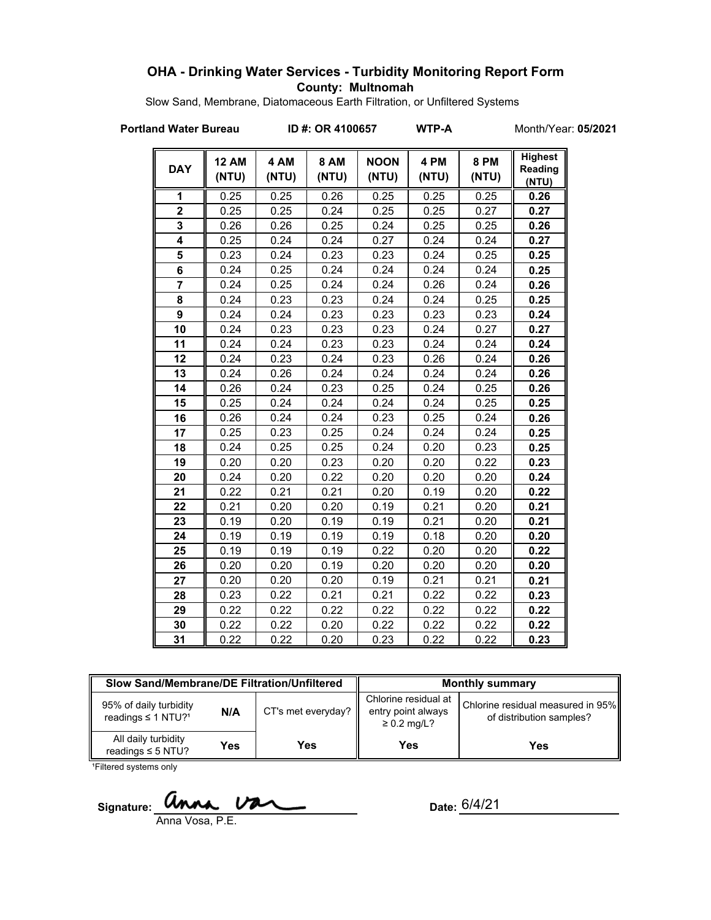# OHA - Drinking Water Services - Turbidity Monitoring Report Form

**County: Multnomah**

Slow Sand, Membrane, Diatomaceous Earth Filtration, or Unfiltered Systems

**Portland Water Bureau** **ID #: OR 4100657** **WTP-A** Month/Year: **05/2021**

| DAY | 12 AM (NTU) | 4 AM (NTU) | 8 AM (NTU) | NOON (NTU) | 4 PM (NTU) | 8 PM (NTU) | Highest Reading (NTU) |
|---|---|---|---|---|---|---|---|
| 1 | 0.25 | 0.25 | 0.26 | 0.25 | 0.25 | 0.25 | **0.26** |
| 2 | 0.25 | 0.25 | 0.24 | 0.25 | 0.25 | 0.27 | **0.27** |
| 3 | 0.26 | 0.26 | 0.25 | 0.24 | 0.25 | 0.25 | **0.26** |
| 4 | 0.25 | 0.24 | 0.24 | 0.27 | 0.24 | 0.24 | **0.27** |
| 5 | 0.23 | 0.24 | 0.23 | 0.23 | 0.24 | 0.25 | **0.25** |
| 6 | 0.24 | 0.25 | 0.24 | 0.24 | 0.24 | 0.24 | **0.25** |
| 7 | 0.24 | 0.25 | 0.24 | 0.24 | 0.26 | 0.24 | **0.26** |
| 8 | 0.24 | 0.23 | 0.23 | 0.24 | 0.24 | 0.25 | **0.25** |
| 9 | 0.24 | 0.24 | 0.23 | 0.23 | 0.23 | 0.23 | **0.24** |
| 10 | 0.24 | 0.23 | 0.23 | 0.23 | 0.24 | 0.27 | **0.27** |
| 11 | 0.24 | 0.24 | 0.23 | 0.23 | 0.24 | 0.24 | **0.24** |
| 12 | 0.24 | 0.23 | 0.24 | 0.23 | 0.26 | 0.24 | **0.26** |
| 13 | 0.24 | 0.26 | 0.24 | 0.24 | 0.24 | 0.24 | **0.26** |
| 14 | 0.26 | 0.24 | 0.23 | 0.25 | 0.24 | 0.25 | **0.26** |
| 15 | 0.25 | 0.24 | 0.24 | 0.24 | 0.24 | 0.25 | **0.25** |
| 16 | 0.26 | 0.24 | 0.24 | 0.23 | 0.25 | 0.24 | **0.26** |
| 17 | 0.25 | 0.23 | 0.25 | 0.24 | 0.24 | 0.24 | **0.25** |
| 18 | 0.24 | 0.25 | 0.25 | 0.24 | 0.20 | 0.23 | **0.25** |
| 19 | 0.20 | 0.20 | 0.23 | 0.20 | 0.20 | 0.22 | **0.23** |
| 20 | 0.24 | 0.20 | 0.22 | 0.20 | 0.20 | 0.20 | **0.24** |
| 21 | 0.22 | 0.21 | 0.21 | 0.20 | 0.19 | 0.20 | **0.22** |
| 22 | 0.21 | 0.20 | 0.20 | 0.19 | 0.21 | 0.20 | **0.21** |
| 23 | 0.19 | 0.20 | 0.19 | 0.19 | 0.21 | 0.20 | **0.21** |
| 24 | 0.19 | 0.19 | 0.19 | 0.19 | 0.18 | 0.20 | **0.20** |
| 25 | 0.19 | 0.19 | 0.19 | 0.22 | 0.20 | 0.20 | **0.22** |
| 26 | 0.20 | 0.20 | 0.19 | 0.20 | 0.20 | 0.20 | **0.20** |
| 27 | 0.20 | 0.20 | 0.20 | 0.19 | 0.21 | 0.21 | **0.21** |
| 28 | 0.23 | 0.22 | 0.21 | 0.21 | 0.22 | 0.22 | **0.23** |
| 29 | 0.22 | 0.22 | 0.22 | 0.22 | 0.22 | 0.22 | **0.22** |
| 30 | 0.22 | 0.22 | 0.20 | 0.22 | 0.22 | 0.22 | **0.22** |
| 31 | 0.22 | 0.22 | 0.20 | 0.23 | 0.22 | 0.22 | **0.23** |

| Slow Sand/Membrane/DE Filtration/Unfiltered | | | Monthly summary | |
|---|---|---|---|---|
| 95% of daily turbidity readings ≤ 1 NTU?[1] | N/A | CT's met everyday? | Chlorine residual at entry point always ≥ 0.2 mg/L? | Chlorine residual measured in 95% of distribution samples? |
| All daily turbidity readings ≤ 5 NTU? | Yes | Yes | Yes | Yes |

[1]Filtered systems only

Signature: Anna Vosa, P.E.

Date: 6/4/21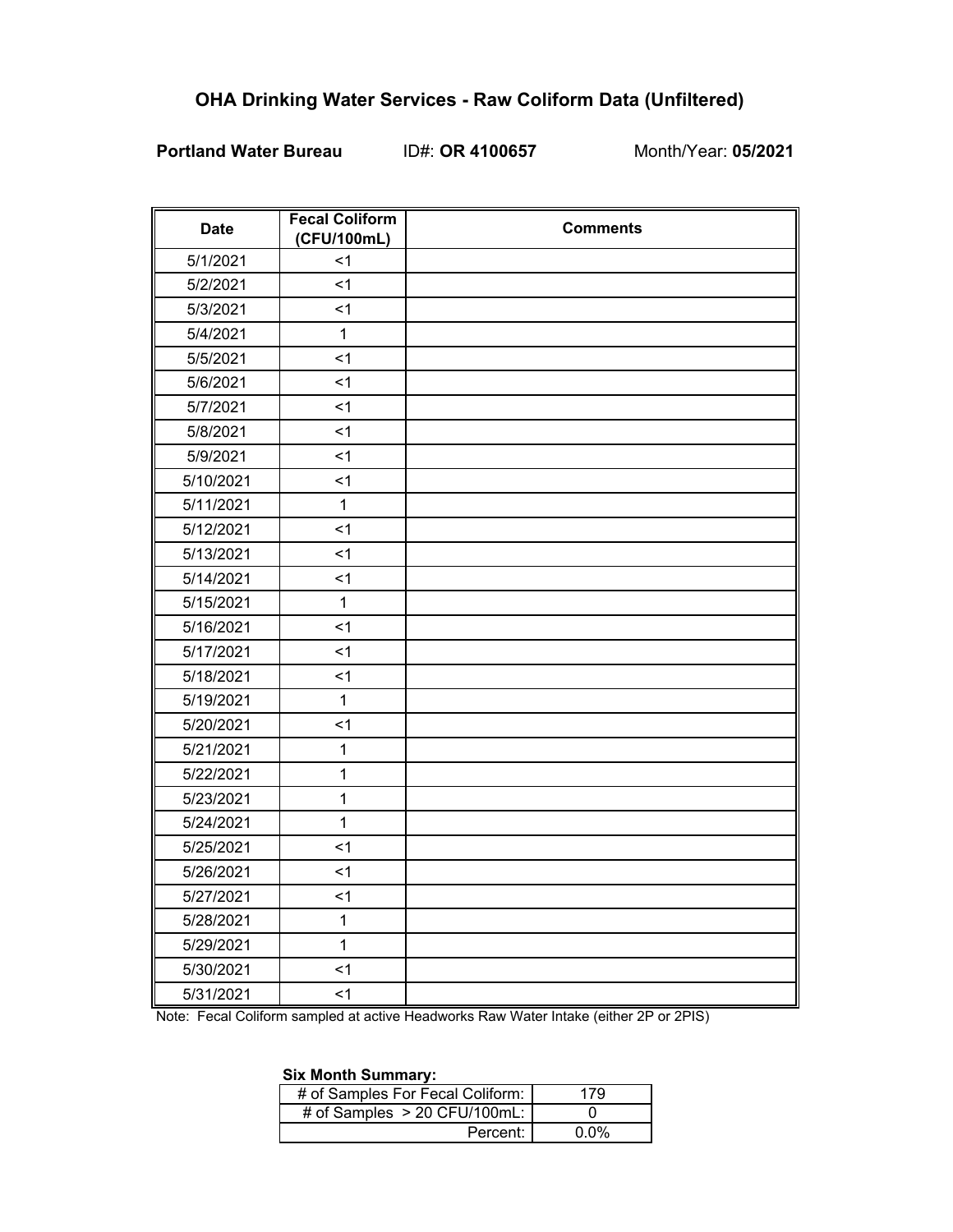# OHA Drinking Water Services - Raw Coliform Data (Unfiltered)

**Portland Water Bureau** ID#: **OR 4100657** Month/Year: **05/2021**

| Date | Fecal Coliform (CFU/100mL) | Comments |
|---|---|---|
| 5/1/2021 | <1 | |
| 5/2/2021 | <1 | |
| 5/3/2021 | <1 | |
| 5/4/2021 | 1 | |
| 5/5/2021 | <1 | |
| 5/6/2021 | <1 | |
| 5/7/2021 | <1 | |
| 5/8/2021 | <1 | |
| 5/9/2021 | <1 | |
| 5/10/2021 | <1 | |
| 5/11/2021 | 1 | |
| 5/12/2021 | <1 | |
| 5/13/2021 | <1 | |
| 5/14/2021 | <1 | |
| 5/15/2021 | 1 | |
| 5/16/2021 | <1 | |
| 5/17/2021 | <1 | |
| 5/18/2021 | <1 | |
| 5/19/2021 | 1 | |
| 5/20/2021 | <1 | |
| 5/21/2021 | 1 | |
| 5/22/2021 | 1 | |
| 5/23/2021 | 1 | |
| 5/24/2021 | 1 | |
| 5/25/2021 | <1 | |
| 5/26/2021 | <1 | |
| 5/27/2021 | <1 | |
| 5/28/2021 | 1 | |
| 5/29/2021 | 1 | |
| 5/30/2021 | <1 | |
| 5/31/2021 | <1 | |

Note: Fecal Coliform sampled at active Headworks Raw Water Intake (either 2P or 2PIS)

**Six Month Summary:**

| | |
|---|---|
| # of Samples For Fecal Coliform: | 179 |
| # of Samples > 20 CFU/100mL: | 0 |
| Percent: | 0.0% |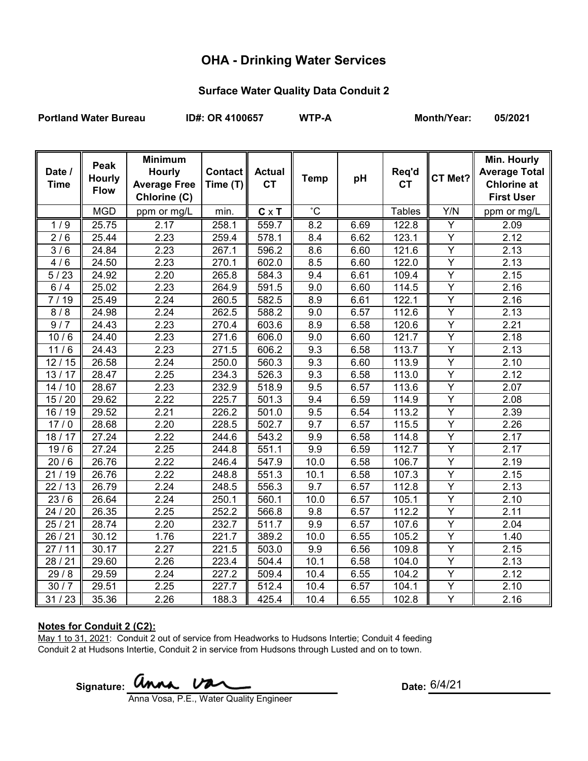# OHA - Drinking Water Services

## Surface Water Quality Data Conduit 2

**Portland Water Bureau** **ID#: OR 4100657** **WTP-A** **Month/Year: 05/2021**

| Date / Time | Peak Hourly Flow | Minimum Hourly Average Free Chlorine (C) | Contact Time (T) | Actual CT | Temp | pH | Req'd CT | CT Met? | Min. Hourly Average Total Chlorine at First User |
|---|---|---|---|---|---|---|---|---|---|
| | MGD | ppm or mg/L | min. | **C** x **T** | ˚C | | Tables | Y/N | ppm or mg/L |
| 1 / 9 | 25.75 | 2.17 | 258.1 | 559.7 | 8.2 | 6.69 | 122.8 | Y | 2.09 |
| 2 / 6 | 25.44 | 2.23 | 259.4 | 578.1 | 8.4 | 6.62 | 123.1 | Y | 2.12 |
| 3 / 6 | 24.84 | 2.23 | 267.1 | 596.2 | 8.6 | 6.60 | 121.6 | Y | 2.13 |
| 4 / 6 | 24.50 | 2.23 | 270.1 | 602.0 | 8.5 | 6.60 | 122.0 | Y | 2.13 |
| 5 / 23 | 24.92 | 2.20 | 265.8 | 584.3 | 9.4 | 6.61 | 109.4 | Y | 2.15 |
| 6 / 4 | 25.02 | 2.23 | 264.9 | 591.5 | 9.0 | 6.60 | 114.5 | Y | 2.16 |
| 7 / 19 | 25.49 | 2.24 | 260.5 | 582.5 | 8.9 | 6.61 | 122.1 | Y | 2.16 |
| 8 / 8 | 24.98 | 2.24 | 262.5 | 588.2 | 9.0 | 6.57 | 112.6 | Y | 2.13 |
| 9 / 7 | 24.43 | 2.23 | 270.4 | 603.6 | 8.9 | 6.58 | 120.6 | Y | 2.21 |
| 10 / 6 | 24.40 | 2.23 | 271.6 | 606.0 | 9.0 | 6.60 | 121.7 | Y | 2.18 |
| 11 / 6 | 24.43 | 2.23 | 271.5 | 606.2 | 9.3 | 6.58 | 113.7 | Y | 2.13 |
| 12 / 15 | 26.58 | 2.24 | 250.0 | 560.3 | 9.3 | 6.60 | 113.9 | Y | 2.10 |
| 13 / 17 | 28.47 | 2.25 | 234.3 | 526.3 | 9.3 | 6.58 | 113.0 | Y | 2.12 |
| 14 / 10 | 28.67 | 2.23 | 232.9 | 518.9 | 9.5 | 6.57 | 113.6 | Y | 2.07 |
| 15 / 20 | 29.62 | 2.22 | 225.7 | 501.3 | 9.4 | 6.59 | 114.9 | Y | 2.08 |
| 16 / 19 | 29.52 | 2.21 | 226.2 | 501.0 | 9.5 | 6.54 | 113.2 | Y | 2.39 |
| 17 / 0 | 28.68 | 2.20 | 228.5 | 502.7 | 9.7 | 6.57 | 115.5 | Y | 2.26 |
| 18 / 17 | 27.24 | 2.22 | 244.6 | 543.2 | 9.9 | 6.58 | 114.8 | Y | 2.17 |
| 19 / 6 | 27.24 | 2.25 | 244.8 | 551.1 | 9.9 | 6.59 | 112.7 | Y | 2.17 |
| 20 / 6 | 26.76 | 2.22 | 246.4 | 547.9 | 10.0 | 6.58 | 106.7 | Y | 2.19 |
| 21 / 19 | 26.76 | 2.22 | 248.8 | 551.3 | 10.1 | 6.58 | 107.3 | Y | 2.15 |
| 22 / 13 | 26.79 | 2.24 | 248.5 | 556.3 | 9.7 | 6.57 | 112.8 | Y | 2.13 |
| 23 / 6 | 26.64 | 2.24 | 250.1 | 560.1 | 10.0 | 6.57 | 105.1 | Y | 2.10 |
| 24 / 20 | 26.35 | 2.25 | 252.2 | 566.8 | 9.8 | 6.57 | 112.2 | Y | 2.11 |
| 25 / 21 | 28.74 | 2.20 | 232.7 | 511.7 | 9.9 | 6.57 | 107.6 | Y | 2.04 |
| 26 / 21 | 30.12 | 1.76 | 221.7 | 389.2 | 10.0 | 6.55 | 105.2 | Y | 1.40 |
| 27 / 11 | 30.17 | 2.27 | 221.5 | 503.0 | 9.9 | 6.56 | 109.8 | Y | 2.15 |
| 28 / 21 | 29.60 | 2.26 | 223.4 | 504.4 | 10.1 | 6.58 | 104.0 | Y | 2.13 |
| 29 / 8 | 29.59 | 2.24 | 227.2 | 509.4 | 10.4 | 6.55 | 104.2 | Y | 2.12 |
| 30 / 7 | 29.51 | 2.25 | 227.7 | 512.4 | 10.4 | 6.57 | 104.1 | Y | 2.10 |
| 31 / 23 | 35.36 | 2.26 | 188.3 | 425.4 | 10.4 | 6.55 | 102.8 | Y | 2.16 |

**Notes for Conduit 2 (C2):**

May 1 to 31, 2021: Conduit 2 out of service from Headworks to Hudsons Intertie; Conduit 4 feeding Conduit 2 at Hudsons Intertie, Conduit 2 in service from Hudsons through Lusted and on to town.

**Signature:** Anna Vosa

Anna Vosa, P.E., Water Quality Engineer

**Date:** 6/4/21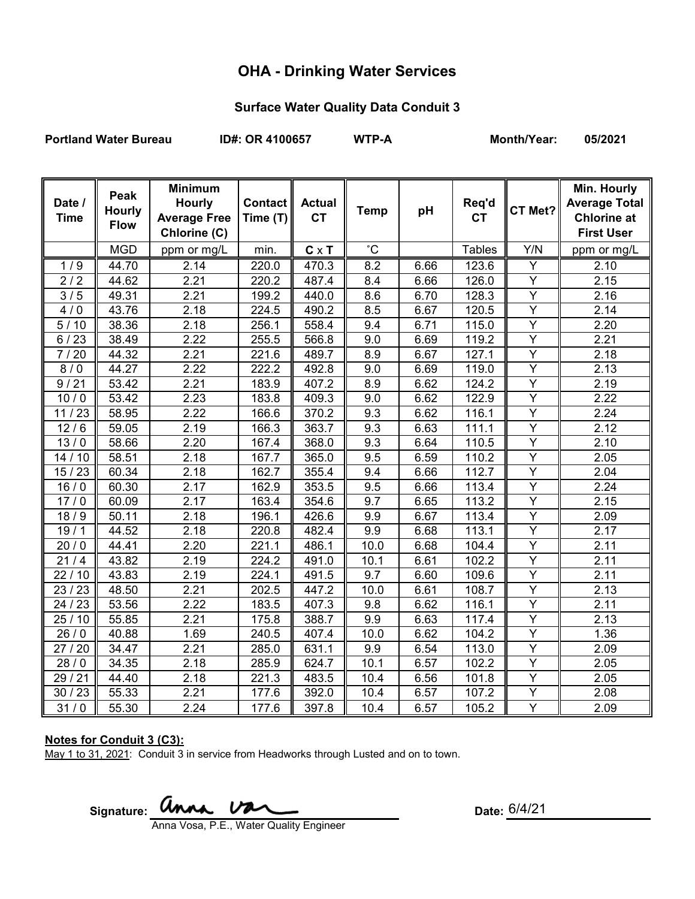# OHA - Drinking Water Services

## Surface Water Quality Data Conduit 3

**Portland Water Bureau** **ID#: OR 4100657** **WTP-A** **Month/Year: 05/2021**

| Date / Time | Peak Hourly Flow | Minimum Hourly Average Free Chlorine (C) | Contact Time (T) | Actual CT | Temp | pH | Req'd CT | CT Met? | Min. Hourly Average Total Chlorine at First User |
|---|---|---|---|---|---|---|---|---|---|
| | MGD | ppm or mg/L | min. | C x T | ˚C | | Tables | Y/N | ppm or mg/L |
| 1 / 9 | 44.70 | 2.14 | 220.0 | 470.3 | 8.2 | 6.66 | 123.6 | Y | 2.10 |
| 2 / 2 | 44.62 | 2.21 | 220.2 | 487.4 | 8.4 | 6.66 | 126.0 | Y | 2.15 |
| 3 / 5 | 49.31 | 2.21 | 199.2 | 440.0 | 8.6 | 6.70 | 128.3 | Y | 2.16 |
| 4 / 0 | 43.76 | 2.18 | 224.5 | 490.2 | 8.5 | 6.67 | 120.5 | Y | 2.14 |
| 5 / 10 | 38.36 | 2.18 | 256.1 | 558.4 | 9.4 | 6.71 | 115.0 | Y | 2.20 |
| 6 / 23 | 38.49 | 2.22 | 255.5 | 566.8 | 9.0 | 6.69 | 119.2 | Y | 2.21 |
| 7 / 20 | 44.32 | 2.21 | 221.6 | 489.7 | 8.9 | 6.67 | 127.1 | Y | 2.18 |
| 8 / 0 | 44.27 | 2.22 | 222.2 | 492.8 | 9.0 | 6.69 | 119.0 | Y | 2.13 |
| 9 / 21 | 53.42 | 2.21 | 183.9 | 407.2 | 8.9 | 6.62 | 124.2 | Y | 2.19 |
| 10 / 0 | 53.42 | 2.23 | 183.8 | 409.3 | 9.0 | 6.62 | 122.9 | Y | 2.22 |
| 11 / 23 | 58.95 | 2.22 | 166.6 | 370.2 | 9.3 | 6.62 | 116.1 | Y | 2.24 |
| 12 / 6 | 59.05 | 2.19 | 166.3 | 363.7 | 9.3 | 6.63 | 111.1 | Y | 2.12 |
| 13 / 0 | 58.66 | 2.20 | 167.4 | 368.0 | 9.3 | 6.64 | 110.5 | Y | 2.10 |
| 14 / 10 | 58.51 | 2.18 | 167.7 | 365.0 | 9.5 | 6.59 | 110.2 | Y | 2.05 |
| 15 / 23 | 60.34 | 2.18 | 162.7 | 355.4 | 9.4 | 6.66 | 112.7 | Y | 2.04 |
| 16 / 0 | 60.30 | 2.17 | 162.9 | 353.5 | 9.5 | 6.66 | 113.4 | Y | 2.24 |
| 17 / 0 | 60.09 | 2.17 | 163.4 | 354.6 | 9.7 | 6.65 | 113.2 | Y | 2.15 |
| 18 / 9 | 50.11 | 2.18 | 196.1 | 426.6 | 9.9 | 6.67 | 113.4 | Y | 2.09 |
| 19 / 1 | 44.52 | 2.18 | 220.8 | 482.4 | 9.9 | 6.68 | 113.1 | Y | 2.17 |
| 20 / 0 | 44.41 | 2.20 | 221.1 | 486.1 | 10.0 | 6.68 | 104.4 | Y | 2.11 |
| 21 / 4 | 43.82 | 2.19 | 224.2 | 491.0 | 10.1 | 6.61 | 102.2 | Y | 2.11 |
| 22 / 10 | 43.83 | 2.19 | 224.1 | 491.5 | 9.7 | 6.60 | 109.6 | Y | 2.11 |
| 23 / 23 | 48.50 | 2.21 | 202.5 | 447.2 | 10.0 | 6.61 | 108.7 | Y | 2.13 |
| 24 / 23 | 53.56 | 2.22 | 183.5 | 407.3 | 9.8 | 6.62 | 116.1 | Y | 2.11 |
| 25 / 10 | 55.85 | 2.21 | 175.8 | 388.7 | 9.9 | 6.63 | 117.4 | Y | 2.13 |
| 26 / 0 | 40.88 | 1.69 | 240.5 | 407.4 | 10.0 | 6.62 | 104.2 | Y | 1.36 |
| 27 / 20 | 34.47 | 2.21 | 285.0 | 631.1 | 9.9 | 6.54 | 113.0 | Y | 2.09 |
| 28 / 0 | 34.35 | 2.18 | 285.9 | 624.7 | 10.1 | 6.57 | 102.2 | Y | 2.05 |
| 29 / 21 | 44.40 | 2.18 | 221.3 | 483.5 | 10.4 | 6.56 | 101.8 | Y | 2.05 |
| 30 / 23 | 55.33 | 2.21 | 177.6 | 392.0 | 10.4 | 6.57 | 107.2 | Y | 2.08 |
| 31 / 0 | 55.30 | 2.24 | 177.6 | 397.8 | 10.4 | 6.57 | 105.2 | Y | 2.09 |

**Notes for Conduit 3 (C3):**

May 1 to 31, 2021: Conduit 3 in service from Headworks through Lusted and on to town.

**Signature:** Anna Vosa
Anna Vosa, P.E., Water Quality Engineer

**Date:** 6/4/21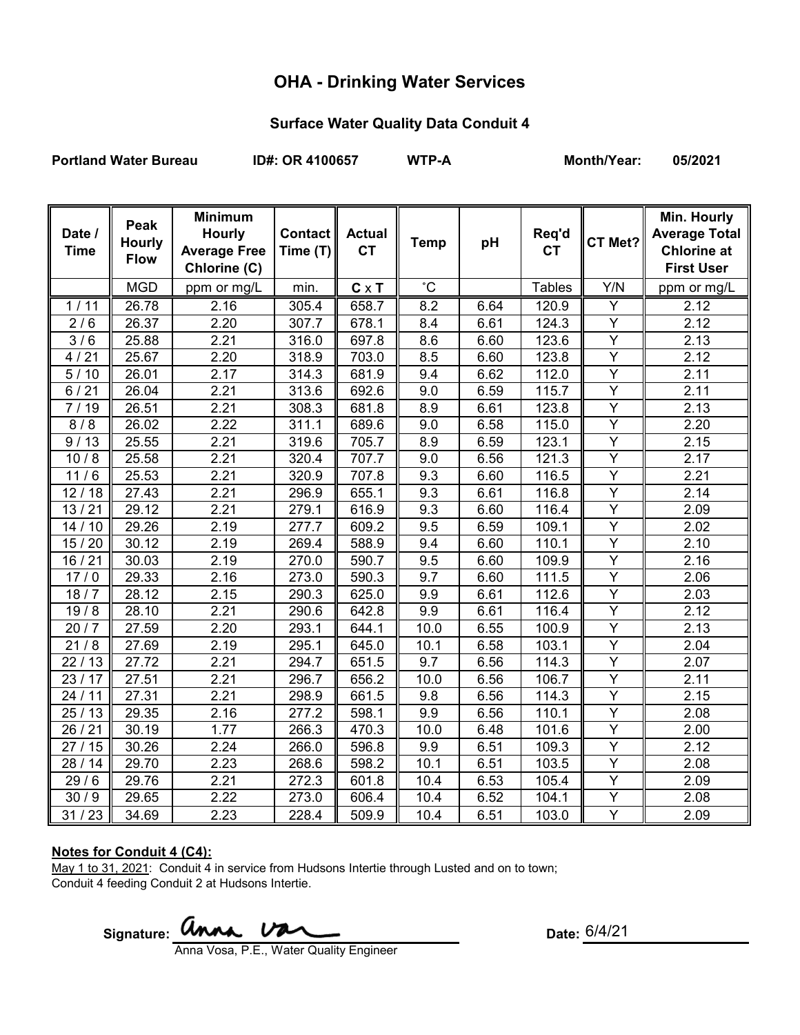# OHA - Drinking Water Services

## Surface Water Quality Data Conduit 4

**Portland Water Bureau** **ID#: OR 4100657** **WTP-A** **Month/Year: 05/2021**

| Date / Time | Peak Hourly Flow | Minimum Hourly Average Free Chlorine (C) | Contact Time (T) | Actual CT | Temp | pH | Req'd CT | CT Met? | Min. Hourly Average Total Chlorine at First User |
|---|---|---|---|---|---|---|---|---|---|
| | MGD | ppm or mg/L | min. | **C** x **T** | ˚C | | Tables | Y/N | ppm or mg/L |
| 1 / 11 | 26.78 | 2.16 | 305.4 | 658.7 | 8.2 | 6.64 | 120.9 | Y | 2.12 |
| 2 / 6 | 26.37 | 2.20 | 307.7 | 678.1 | 8.4 | 6.61 | 124.3 | Y | 2.12 |
| 3 / 6 | 25.88 | 2.21 | 316.0 | 697.8 | 8.6 | 6.60 | 123.6 | Y | 2.13 |
| 4 / 21 | 25.67 | 2.20 | 318.9 | 703.0 | 8.5 | 6.60 | 123.8 | Y | 2.12 |
| 5 / 10 | 26.01 | 2.17 | 314.3 | 681.9 | 9.4 | 6.62 | 112.0 | Y | 2.11 |
| 6 / 21 | 26.04 | 2.21 | 313.6 | 692.6 | 9.0 | 6.59 | 115.7 | Y | 2.11 |
| 7 / 19 | 26.51 | 2.21 | 308.3 | 681.8 | 8.9 | 6.61 | 123.8 | Y | 2.13 |
| 8 / 8 | 26.02 | 2.22 | 311.1 | 689.6 | 9.0 | 6.58 | 115.0 | Y | 2.20 |
| 9 / 13 | 25.55 | 2.21 | 319.6 | 705.7 | 8.9 | 6.59 | 123.1 | Y | 2.15 |
| 10 / 8 | 25.58 | 2.21 | 320.4 | 707.7 | 9.0 | 6.56 | 121.3 | Y | 2.17 |
| 11 / 6 | 25.53 | 2.21 | 320.9 | 707.8 | 9.3 | 6.60 | 116.5 | Y | 2.21 |
| 12 / 18 | 27.43 | 2.21 | 296.9 | 655.1 | 9.3 | 6.61 | 116.8 | Y | 2.14 |
| 13 / 21 | 29.12 | 2.21 | 279.1 | 616.9 | 9.3 | 6.60 | 116.4 | Y | 2.09 |
| 14 / 10 | 29.26 | 2.19 | 277.7 | 609.2 | 9.5 | 6.59 | 109.1 | Y | 2.02 |
| 15 / 20 | 30.12 | 2.19 | 269.4 | 588.9 | 9.4 | 6.60 | 110.1 | Y | 2.10 |
| 16 / 21 | 30.03 | 2.19 | 270.0 | 590.7 | 9.5 | 6.60 | 109.9 | Y | 2.16 |
| 17 / 0 | 29.33 | 2.16 | 273.0 | 590.3 | 9.7 | 6.60 | 111.5 | Y | 2.06 |
| 18 / 7 | 28.12 | 2.15 | 290.3 | 625.0 | 9.9 | 6.61 | 112.6 | Y | 2.03 |
| 19 / 8 | 28.10 | 2.21 | 290.6 | 642.8 | 9.9 | 6.61 | 116.4 | Y | 2.12 |
| 20 / 7 | 27.59 | 2.20 | 293.1 | 644.1 | 10.0 | 6.55 | 100.9 | Y | 2.13 |
| 21 / 8 | 27.69 | 2.19 | 295.1 | 645.0 | 10.1 | 6.58 | 103.1 | Y | 2.04 |
| 22 / 13 | 27.72 | 2.21 | 294.7 | 651.5 | 9.7 | 6.56 | 114.3 | Y | 2.07 |
| 23 / 17 | 27.51 | 2.21 | 296.7 | 656.2 | 10.0 | 6.56 | 106.7 | Y | 2.11 |
| 24 / 11 | 27.31 | 2.21 | 298.9 | 661.5 | 9.8 | 6.56 | 114.3 | Y | 2.15 |
| 25 / 13 | 29.35 | 2.16 | 277.2 | 598.1 | 9.9 | 6.56 | 110.1 | Y | 2.08 |
| 26 / 21 | 30.19 | 1.77 | 266.3 | 470.3 | 10.0 | 6.48 | 101.6 | Y | 2.00 |
| 27 / 15 | 30.26 | 2.24 | 266.0 | 596.8 | 9.9 | 6.51 | 109.3 | Y | 2.12 |
| 28 / 14 | 29.70 | 2.23 | 268.6 | 598.2 | 10.1 | 6.51 | 103.5 | Y | 2.08 |
| 29 / 6 | 29.76 | 2.21 | 272.3 | 601.8 | 10.4 | 6.53 | 105.4 | Y | 2.09 |
| 30 / 9 | 29.65 | 2.22 | 273.0 | 606.4 | 10.4 | 6.52 | 104.1 | Y | 2.08 |
| 31 / 23 | 34.69 | 2.23 | 228.4 | 509.9 | 10.4 | 6.51 | 103.0 | Y | 2.09 |

**Notes for Conduit 4 (C4):**

May 1 to 31, 2021: Conduit 4 in service from Hudsons Intertie through Lusted and on to town; Conduit 4 feeding Conduit 2 at Hudsons Intertie.

Signature: Anna Vosa

Anna Vosa, P.E., Water Quality Engineer

Date: 6/4/21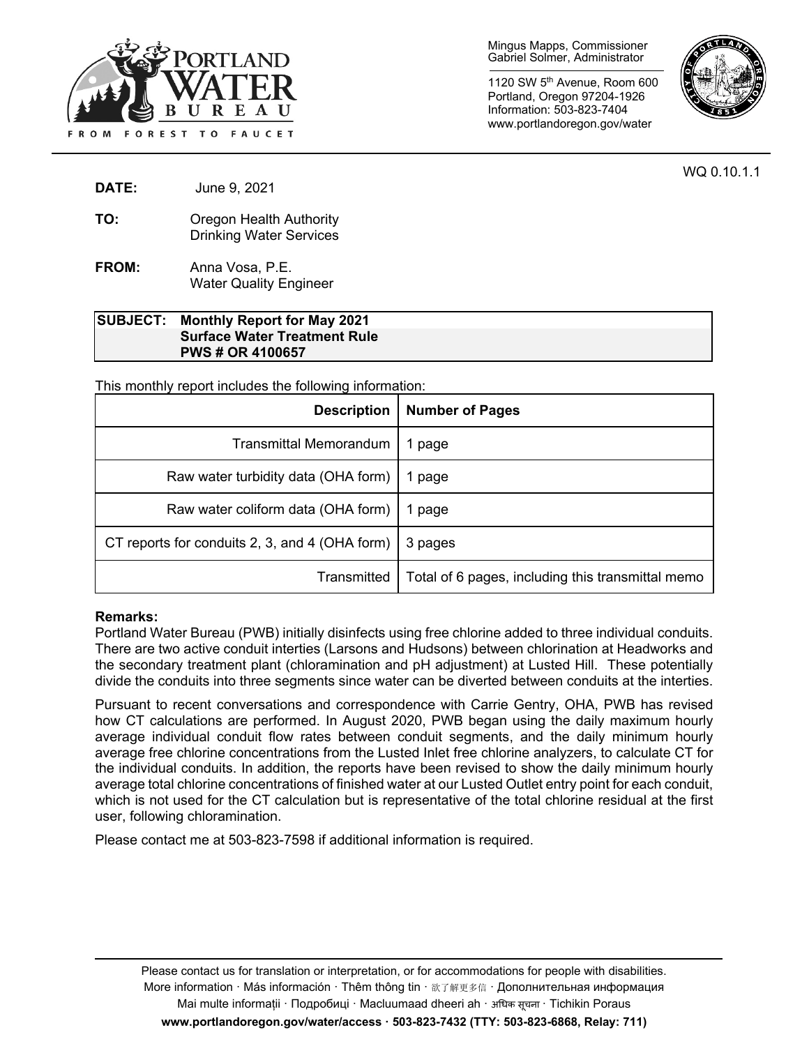Mingus Mapps, Commissioner
Gabriel Solmer, Administrator

1120 SW 5th Avenue, Room 600
Portland, Oregon 97204-1926
Information: 503-823-7404
www.portlandoregon.gov/water

WQ 0.10.1.1

**DATE:** June 9, 2021

**TO:** Oregon Health Authority
Drinking Water Services

**FROM:** Anna Vosa, P.E.
Water Quality Engineer

**SUBJECT: Monthly Report for May 2021**
**Surface Water Treatment Rule**
**PWS # OR 4100657**

This monthly report includes the following information:

| Description | Number of Pages |
|---|---|
| Transmittal Memorandum | 1 page |
| Raw water turbidity data (OHA form) | 1 page |
| Raw water coliform data (OHA form) | 1 page |
| CT reports for conduits 2, 3, and 4 (OHA form) | 3 pages |
| Transmitted | Total of 6 pages, including this transmittal memo |

**Remarks:**

Portland Water Bureau (PWB) initially disinfects using free chlorine added to three individual conduits. There are two active conduit interties (Larsons and Hudsons) between chlorination at Headworks and the secondary treatment plant (chloramination and pH adjustment) at Lusted Hill. These potentially divide the conduits into three segments since water can be diverted between conduits at the interties.

Pursuant to recent conversations and correspondence with Carrie Gentry, OHA, PWB has revised how CT calculations are performed. In August 2020, PWB began using the daily maximum hourly average individual conduit flow rates between conduit segments, and the daily minimum hourly average free chlorine concentrations from the Lusted Inlet free chlorine analyzers, to calculate CT for the individual conduits. In addition, the reports have been revised to show the daily minimum hourly average total chlorine concentrations of finished water at our Lusted Outlet entry point for each conduit, which is not used for the CT calculation but is representative of the total chlorine residual at the first user, following chloramination.

Please contact me at 503-823-7598 if additional information is required.

Please contact us for translation or interpretation, or for accommodations for people with disabilities.
More information · Más información · Thêm thông tin · 欲了解更多信 · Дополнительная информация
Mai multe informații · Подробиці · Macluumaad dheeri ah · अधिक सूचना · Tichikin Poraus
**www.portlandoregon.gov/water/access · 503-823-7432 (TTY: 503-823-6868, Relay: 711)**